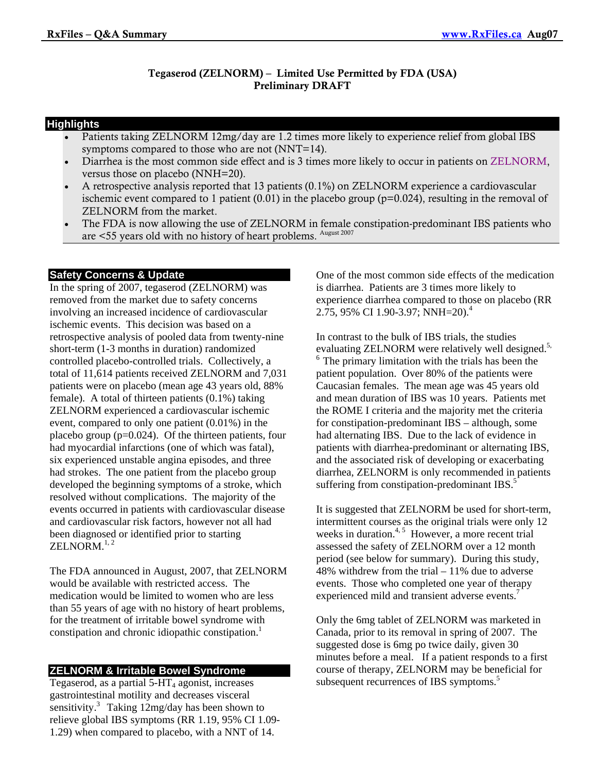# Tegaserod (ZELNORM) – Limited Use Permitted by FDA (USA)
## Preliminary DRAFT

## Highlights

- Patients taking ZELNORM 12mg/day are 1.2 times more likely to experience relief from global IBS symptoms compared to those who are not (NNT=14).
- Diarrhea is the most common side effect and is 3 times more likely to occur in patients on ZELNORM, versus those on placebo (NNH=20).
- A retrospective analysis reported that 13 patients (0.1%) on ZELNORM experience a cardiovascular ischemic event compared to 1 patient (0.01) in the placebo group (p=0.024), resulting in the removal of ZELNORM from the market.
- The FDA is now allowing the use of ZELNORM in female constipation-predominant IBS patients who are <55 years old with no history of heart problems. [August 2007]

## Safety Concerns & Update

In the spring of 2007, tegaserod (ZELNORM) was removed from the market due to safety concerns involving an increased incidence of cardiovascular ischemic events. This decision was based on a retrospective analysis of pooled data from twenty-nine short-term (1-3 months in duration) randomized controlled placebo-controlled trials. Collectively, a total of 11,614 patients received ZELNORM and 7,031 patients were on placebo (mean age 43 years old, 88% female). A total of thirteen patients (0.1%) taking ZELNORM experienced a cardiovascular ischemic event, compared to only one patient (0.01%) in the placebo group (p=0.024). Of the thirteen patients, four had myocardial infarctions (one of which was fatal), six experienced unstable angina episodes, and three had strokes. The one patient from the placebo group developed the beginning symptoms of a stroke, which resolved without complications. The majority of the events occurred in patients with cardiovascular disease and cardiovascular risk factors, however not all had been diagnosed or identified prior to starting ZELNORM.[1, 2]

The FDA announced in August, 2007, that ZELNORM would be available with restricted access. The medication would be limited to women who are less than 55 years of age with no history of heart problems, for the treatment of irritable bowel syndrome with constipation and chronic idiopathic constipation.[1]

## ZELNORM & Irritable Bowel Syndrome

Tegaserod, as a partial 5-$HT_4$ agonist, increases gastrointestinal motility and decreases visceral sensitivity.[3] Taking 12mg/day has been shown to relieve global IBS symptoms (RR 1.19, 95% CI 1.09-1.29) when compared to placebo, with a NNT of 14.

One of the most common side effects of the medication is diarrhea. Patients are 3 times more likely to experience diarrhea compared to those on placebo (RR 2.75, 95% CI 1.90-3.97; NNH=20).[4]

In contrast to the bulk of IBS trials, the studies evaluating ZELNORM were relatively well designed.[5, 6] The primary limitation with the trials has been the patient population. Over 80% of the patients were Caucasian females. The mean age was 45 years old and mean duration of IBS was 10 years. Patients met the ROME I criteria and the majority met the criteria for constipation-predominant IBS – although, some had alternating IBS. Due to the lack of evidence in patients with diarrhea-predominant or alternating IBS, and the associated risk of developing or exacerbating diarrhea, ZELNORM is only recommended in patients suffering from constipation-predominant IBS.[5]

It is suggested that ZELNORM be used for short-term, intermittent courses as the original trials were only 12 weeks in duration.[4, 5] However, a more recent trial assessed the safety of ZELNORM over a 12 month period (see below for summary). During this study, 48% withdrew from the trial – 11% due to adverse events. Those who completed one year of therapy experienced mild and transient adverse events.[7]

Only the 6mg tablet of ZELNORM was marketed in Canada, prior to its removal in spring of 2007. The suggested dose is 6mg po twice daily, given 30 minutes before a meal. If a patient responds to a first course of therapy, ZELNORM may be beneficial for subsequent recurrences of IBS symptoms.[5]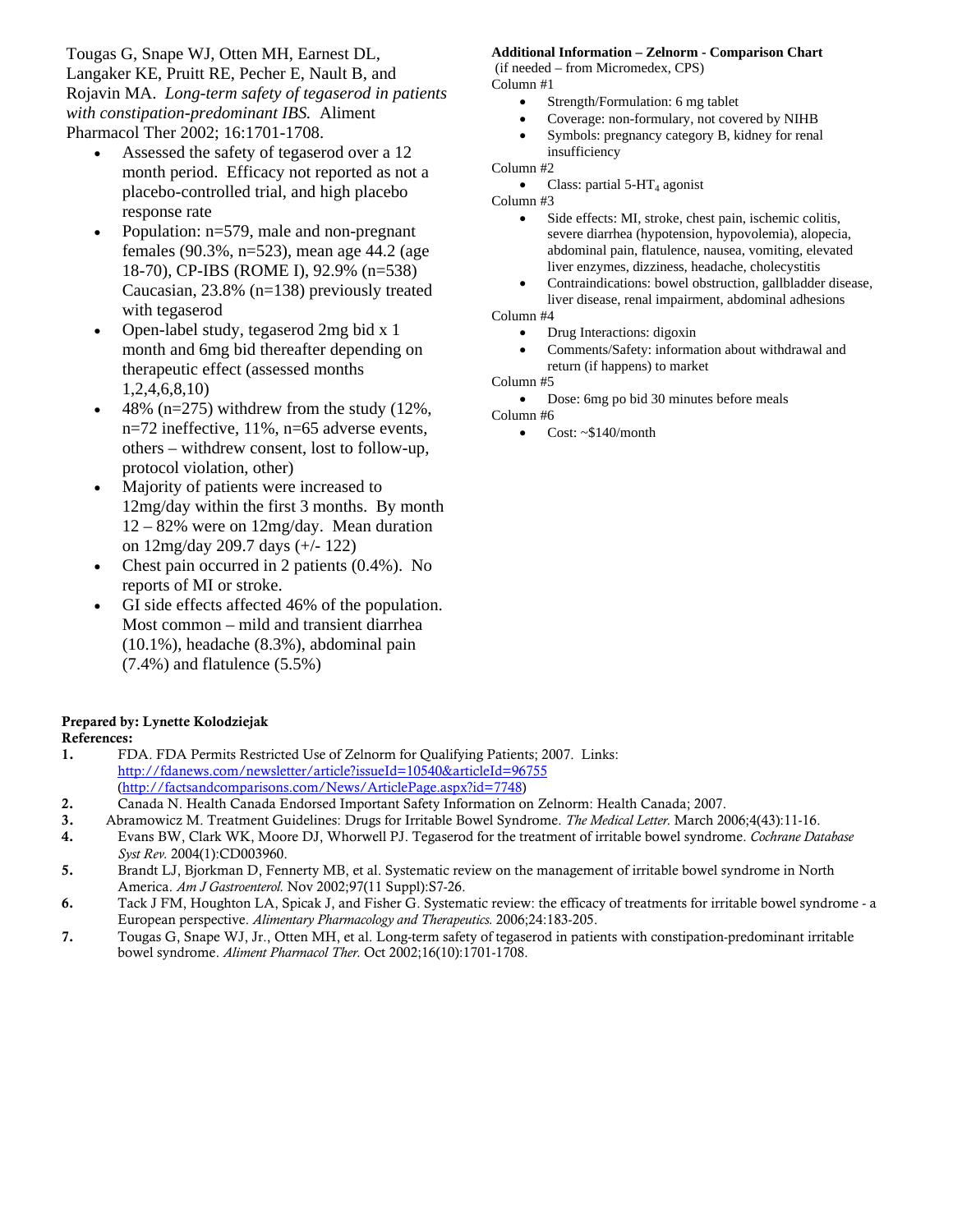Tougas G, Snape WJ, Otten MH, Earnest DL, Langaker KE, Pruitt RE, Pecher E, Nault B, and Rojavin MA. *Long-term safety of tegaserod in patients with constipation-predominant IBS.* Aliment Pharmacol Ther 2002; 16:1701-1708.

- Assessed the safety of tegaserod over a 12 month period. Efficacy not reported as not a placebo-controlled trial, and high placebo response rate
- Population: n=579, male and non-pregnant females (90.3%, n=523), mean age 44.2 (age 18-70), CP-IBS (ROME I), 92.9% (n=538) Caucasian, 23.8% (n=138) previously treated with tegaserod
- Open-label study, tegaserod 2mg bid x 1 month and 6mg bid thereafter depending on therapeutic effect (assessed months 1,2,4,6,8,10)
- 48% (n=275) withdrew from the study (12%, n=72 ineffective, 11%, n=65 adverse events, others – withdrew consent, lost to follow-up, protocol violation, other)
- Majority of patients were increased to 12mg/day within the first 3 months. By month 12 – 82% were on 12mg/day. Mean duration on 12mg/day 209.7 days (+/- 122)
- Chest pain occurred in 2 patients (0.4%). No reports of MI or stroke.
- GI side effects affected 46% of the population. Most common – mild and transient diarrhea (10.1%), headache (8.3%), abdominal pain (7.4%) and flatulence (5.5%)

**Additional Information – Zelnorm - Comparison Chart**
(if needed – from Micromedex, CPS)

Column #1
- Strength/Formulation: 6 mg tablet
- Coverage: non-formulary, not covered by NIHB
- Symbols: pregnancy category B, kidney for renal insufficiency

Column #2
- Class: partial 5-$HT_4$ agonist

Column #3
- Side effects: MI, stroke, chest pain, ischemic colitis, severe diarrhea (hypotension, hypovolemia), alopecia, abdominal pain, flatulence, nausea, vomiting, elevated liver enzymes, dizziness, headache, cholecystitis
- Contraindications: bowel obstruction, gallbladder disease, liver disease, renal impairment, abdominal adhesions

Column #4
- Drug Interactions: digoxin
- Comments/Safety: information about withdrawal and return (if happens) to market

Column #5
- Dose: 6mg po bid 30 minutes before meals

Column #6
- Cost: ~$140/month

**Prepared by: Lynette Kolodziejak**

**References:**

1. FDA. FDA Permits Restricted Use of Zelnorm for Qualifying Patients; 2007. Links: http://fdanews.com/newsletter/article?issueId=10540&articleId=96755 (http://factsandcomparisons.com/News/ArticlePage.aspx?id=7748)
2. Canada N. Health Canada Endorsed Important Safety Information on Zelnorm: Health Canada; 2007.
3. Abramowicz M. Treatment Guidelines: Drugs for Irritable Bowel Syndrome. *The Medical Letter.* March 2006;4(43):11-16.
4. Evans BW, Clark WK, Moore DJ, Whorwell PJ. Tegaserod for the treatment of irritable bowel syndrome. *Cochrane Database Syst Rev.* 2004(1):CD003960.
5. Brandt LJ, Bjorkman D, Fennerty MB, et al. Systematic review on the management of irritable bowel syndrome in North America. *Am J Gastroenterol.* Nov 2002;97(11 Suppl):S7-26.
6. Tack J FM, Houghton LA, Spicak J, and Fisher G. Systematic review: the efficacy of treatments for irritable bowel syndrome - a European perspective. *Alimentary Pharmacology and Therapeutics.* 2006;24:183-205.
7. Tougas G, Snape WJ, Jr., Otten MH, et al. Long-term safety of tegaserod in patients with constipation-predominant irritable bowel syndrome. *Aliment Pharmacol Ther.* Oct 2002;16(10):1701-1708.